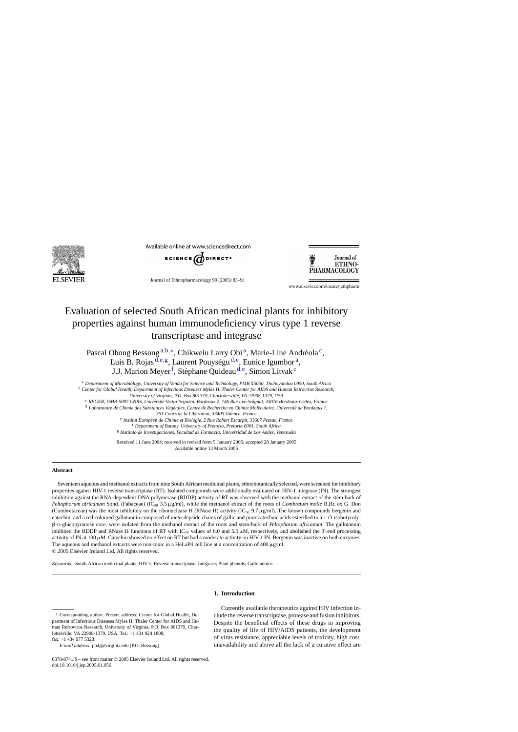# Evaluation of selected South African medicinal plants for inhibitory properties against human immunodeficiency virus type 1 reverse transcriptase and integrase

Pascal Obong Bessong[a,b,*], Chikwelu Larry Obi[a], Marie-Line Andréola[c], Luis B. Rojas[d,e,g], Laurent Pouységu[d,e], Eunice Igumbor[a], J.J. Marion Meyer[f], Stéphane Quideau[d,e], Simon Litvak[c]

[a] *Department of Microbiology, University of Venda for Science and Technology, PMB X5050, Thohoyandou 0950, South Africa*
[b] *Center for Global Health, Department of Infectious Diseases Myles H. Thaler Center for AIDS and Human Retrovirus Research, University of Virginia, P.O. Box 801379, Charlottesville, VA 22908-1379, USA*
[c] *REGER, UMR-5097 CNRS, Université Victor Segalen, Bordeaux 2, 146 Rue Léo-Saignat, 33076 Bordeaux Cedex, France*
[d] *Laboratoire de Chimie des Substances Végétales, Centre de Recherche en Chimie Moléculaire, Université de Bordeaux 1, 351 Cours de la Libération, 33405 Talence, France*
[e] *Institut Européen de Chimie et Biologie, 2 Rue Robert Escarpit, 33607 Pessac, France*
[f] *Department of Botany, University of Pretoria, Pretoria 0001, South Africa*
[g] *Instituto de Investigaciones, Facultad de Farmacia, Universidad de Los Andes, Venezuela*

Received 11 June 2004; received in revised form 5 January 2005; accepted 28 January 2005
Available online 13 March 2005

## Abstract

Seventeen aqueous and methanol extracts from nine South African medicinal plants, ethnobotanically selected, were screened for inhibitory properties against HIV-1 reverse transcriptase (RT). Isolated compounds were additionally evaluated on HIV-1 integrase (IN). The strongest inhibition against the RNA-dependent-DNA polymerase (RDDP) activity of RT was observed with the methanol extract of the stem-bark of *Peltophorum africanum* Sond. (Fabaceae) ($IC_{50}$ 3.5 μg/ml), while the methanol extract of the roots of *Combretum molle* R.Br. ex G. Don (Combretaceae) was the most inhibitory on the ribonuclease H (RNase H) activity ($IC_{50}$ 9.7 μg/ml). The known compounds bergenin and catechin, and a red coloured gallotannin composed of *meta*-depside chains of gallic and protocatechuic acids esterified to a 1-*O*-isobutyroly-β-D-glucopyranose core, were isolated from the methanol extract of the roots and stem-bark of *Peltophorum africanum*. The gallotannin inhibited the RDDP and RNase H functions of RT with $IC_{50}$ values of 6.0 and 5.0 μM, respectively, and abolished the 3′-end processing activity of IN at 100 μM. Catechin showed no effect on RT but had a moderate activity on HIV-1 IN. Bergenin was inactive on both enzymes. The aqueous and methanol extracts were non-toxic in a HeLaP4 cell line at a concentration of 400 μg/ml.
© 2005 Elsevier Ireland Ltd. All rights reserved.

*Keywords:* South African medicinal plants; HIV-1; Reverse transcriptase; Integrase; Plant phenols; Gallotannins

## 1. Introduction

Currently available therapeutics against HIV infection include the reverse transcriptase, protease and fusion inhibitors. Despite the beneficial effects of these drugs in improving the quality of life of HIV/AIDS patients, the development of virus resistance, appreciable levels of toxicity, high cost, unavailability and above all the lack of a curative effect are

---

* Corresponding author. Present address: Center for Global Health, Department of Infectious Diseases Myles H. Thaler Center for AIDS and Human Retrovirus Research, University of Virginia, P.O. Box 801379, Charlottesville, VA 22908-1379, USA. Tel.: +1 434 924 1808; fax: +1 434 977 5323.

*E-mail address:* pb4j@virginia.edu (P.O. Bessong).

0378-8741/$ – see front matter © 2005 Elsevier Ireland Ltd. All rights reserved.
doi:10.1016/j.jep.2005.01.056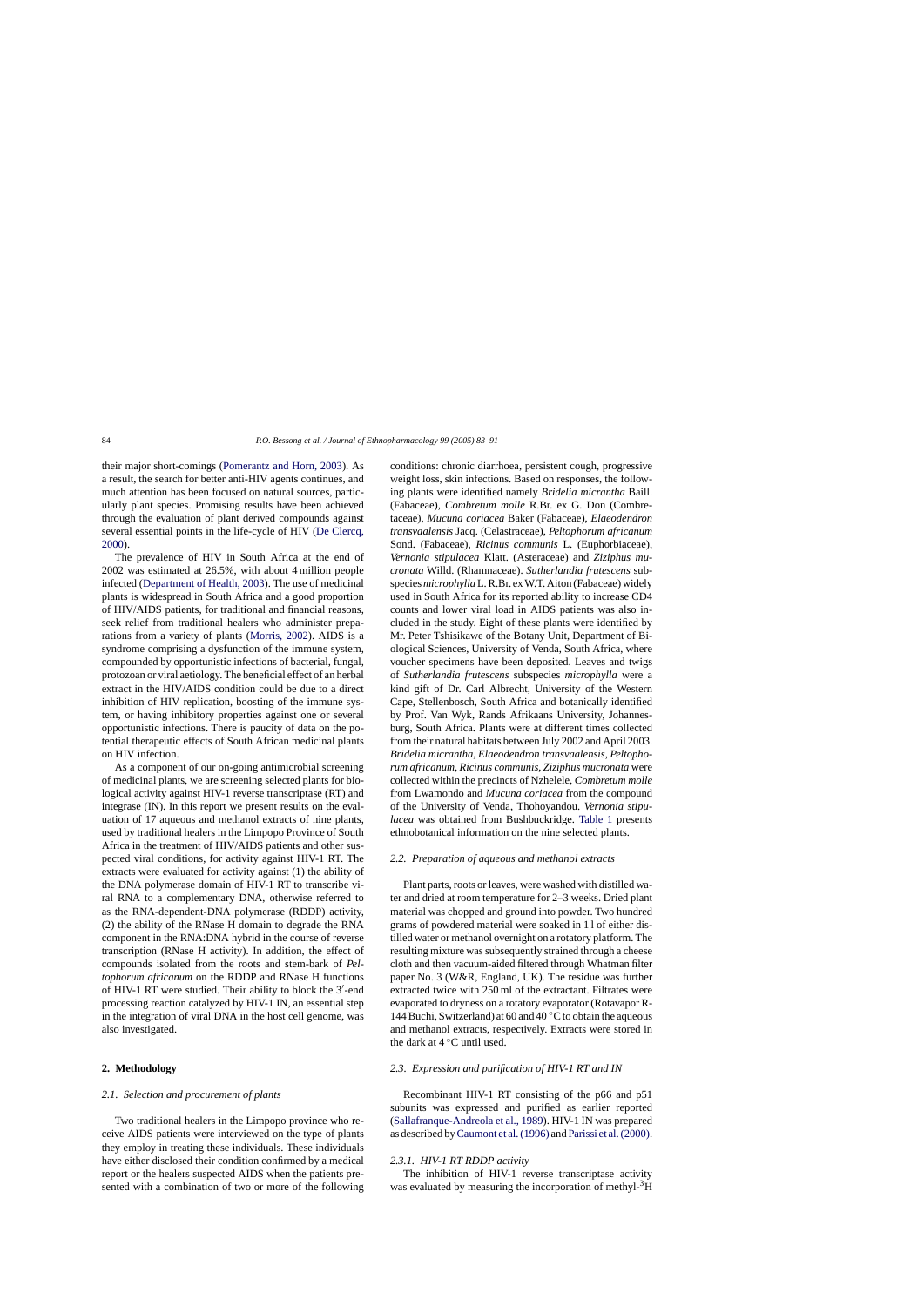their major short-comings (Pomerantz and Horn, 2003). As a result, the search for better anti-HIV agents continues, and much attention has been focused on natural sources, particularly plant species. Promising results have been achieved through the evaluation of plant derived compounds against several essential points in the life-cycle of HIV (De Clercq, 2000).

The prevalence of HIV in South Africa at the end of 2002 was estimated at 26.5%, with about 4 million people infected (Department of Health, 2003). The use of medicinal plants is widespread in South Africa and a good proportion of HIV/AIDS patients, for traditional and financial reasons, seek relief from traditional healers who administer preparations from a variety of plants (Morris, 2002). AIDS is a syndrome comprising a dysfunction of the immune system, compounded by opportunistic infections of bacterial, fungal, protozoan or viral aetiology. The beneficial effect of an herbal extract in the HIV/AIDS condition could be due to a direct inhibition of HIV replication, boosting of the immune system, or having inhibitory properties against one or several opportunistic infections. There is paucity of data on the potential therapeutic effects of South African medicinal plants on HIV infection.

As a component of our on-going antimicrobial screening of medicinal plants, we are screening selected plants for biological activity against HIV-1 reverse transcriptase (RT) and integrase (IN). In this report we present results on the evaluation of 17 aqueous and methanol extracts of nine plants, used by traditional healers in the Limpopo Province of South Africa in the treatment of HIV/AIDS patients and other suspected viral conditions, for activity against HIV-1 RT. The extracts were evaluated for activity against (1) the ability of the DNA polymerase domain of HIV-1 RT to transcribe viral RNA to a complementary DNA, otherwise referred to as the RNA-dependent-DNA polymerase (RDDP) activity, (2) the ability of the RNase H domain to degrade the RNA component in the RNA:DNA hybrid in the course of reverse transcription (RNase H activity). In addition, the effect of compounds isolated from the roots and stem-bark of *Peltophorum africanum* on the RDDP and RNase H functions of HIV-1 RT were studied. Their ability to block the 3′-end processing reaction catalyzed by HIV-1 IN, an essential step in the integration of viral DNA in the host cell genome, was also investigated.

## 2. Methodology

### 2.1. Selection and procurement of plants

Two traditional healers in the Limpopo province who receive AIDS patients were interviewed on the type of plants they employ in treating these individuals. These individuals have either disclosed their condition confirmed by a medical report or the healers suspected AIDS when the patients presented with a combination of two or more of the following conditions: chronic diarrhoea, persistent cough, progressive weight loss, skin infections. Based on responses, the following plants were identified namely *Bridelia micrantha* Baill. (Fabaceae), *Combretum molle* R.Br. ex G. Don (Combretaceae), *Mucuna coriacea* Baker (Fabaceae), *Elaeodendron transvaalensis* Jacq. (Celastraceae), *Peltophorum africanum* Sond. (Fabaceae), *Ricinus communis* L. (Euphorbiaceae), *Vernonia stipulacea* Klatt. (Asteraceae) and *Ziziphus mucronata* Willd. (Rhamnaceae). *Sutherlandia frutescens* subspecies *microphylla* L. R.Br. ex W.T. Aiton (Fabaceae) widely used in South Africa for its reported ability to increase CD4 counts and lower viral load in AIDS patients was also included in the study. Eight of these plants were identified by Mr. Peter Tshisikawe of the Botany Unit, Department of Biological Sciences, University of Venda, South Africa, where voucher specimens have been deposited. Leaves and twigs of *Sutherlandia frutescens* subspecies *microphylla* were a kind gift of Dr. Carl Albrecht, University of the Western Cape, Stellenbosch, South Africa and botanically identified by Prof. Van Wyk, Rands Afrikaans University, Johannesburg, South Africa. Plants were at different times collected from their natural habitats between July 2002 and April 2003. *Bridelia micrantha*, *Elaeodendron transvaalensis*, *Peltophorum africanum*, *Ricinus communis*, *Ziziphus mucronata* were collected within the precincts of Nzhelele, *Combretum molle* from Lwamondo and *Mucuna coriacea* from the compound of the University of Venda, Thohoyandou. *Vernonia stipulacea* was obtained from Bushbuckridge. Table 1 presents ethnobotanical information on the nine selected plants.

### 2.2. Preparation of aqueous and methanol extracts

Plant parts, roots or leaves, were washed with distilled water and dried at room temperature for 2–3 weeks. Dried plant material was chopped and ground into powder. Two hundred grams of powdered material were soaked in 1 l of either distilled water or methanol overnight on a rotatory platform. The resulting mixture was subsequently strained through a cheese cloth and then vacuum-aided filtered through Whatman filter paper No. 3 (W&R, England, UK). The residue was further extracted twice with 250 ml of the extractant. Filtrates were evaporated to dryness on a rotatory evaporator (Rotavapor R-144 Buchi, Switzerland) at 60 and 40 °C to obtain the aqueous and methanol extracts, respectively. Extracts were stored in the dark at 4 °C until used.

### 2.3. Expression and purification of HIV-1 RT and IN

Recombinant HIV-1 RT consisting of the p66 and p51 subunits was expressed and purified as earlier reported (Sallafranque-Andreola et al., 1989). HIV-1 IN was prepared as described by Caumont et al. (1996) and Parissi et al. (2000).

#### 2.3.1. HIV-1 RT RDDP activity

The inhibition of HIV-1 reverse transcriptase activity was evaluated by measuring the incorporation of methyl-$^{3}$H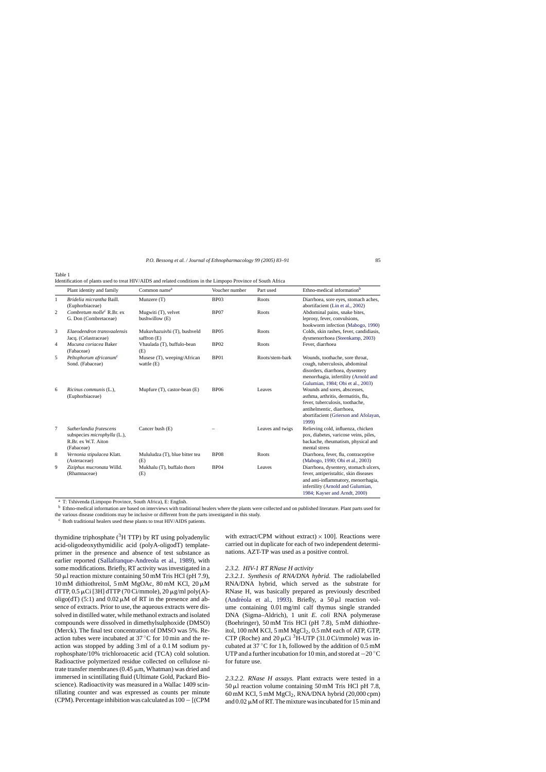Table 1
Identification of plants used to treat HIV/AIDS and related conditions in the Limpopo Province of South Africa

| | Plant identity and family | Common name[a] | Voucher number | Part used | Ethno-medical information[b] |
|---|---|---|---|---|---|
| 1 | *Bridelia micrantha* Baill. (Euphorbiaceae) | Munzere (T) | BP03 | Roots | Diarrhoea, sore eyes, stomach aches, abortifacient (Lin et al., 2002) |
| 2 | *Combretum molle*[c] R.Br. ex G. Don (Combretaceae) | Mugwiti (T), velvet bushwillow (E) | BP07 | Roots | Abdominal pains, snake bites, leprosy, fever, convulsions, hookworm infection (Mabogo, 1990) |
| 3 | *Elaeodendron transvaalensis* Jacq. (Celastraceae) | Mukuvhazuivhi (T), bushveld saffron (E) | BP05 | Roots | Colds, skin rashes, fever, candidiasis, dysmenorrhoea (Steenkamp, 2003) |
| 4 | *Mucuna coriacea* Baker (Fabaceae) | Vhaulada (T), buffulo-bean (E) | BP02 | Roots | Fever, diarrhoea |
| 5 | *Peltophorum africanum*[c] Sond. (Fabaceae) | Musese (T), weeping/African wattle (E) | BP01 | Roots/stem-bark | Wounds, toothache, sore throat, cough, tuberculosis, abdominal disorders, diarrhoea, dysentery menorrhagia, infertility (Arnold and Gulumian, 1984; Obi et al., 2003) |
| 6 | *Ricinus communis* (L.), (Euphorbiaceae) | Mupfure (T), castor-bean (E) | BP06 | Leaves | Wounds and sores, abscesses, asthma, arthritis, dermatitis, flu, fever, tuberculosis, toothache, antihelmentic, diarrhoea, abortifacient (Grierson and Afolayan, 1999) |
| 7 | *Sutherlandia frutescens* subspecies *microphylla* (L.), R.Br. ex W.T. Aiton (Fabaceae) | Cancer bush (E) | – | Leaves and twigs | Relieving cold, influenza, chicken pox, diabetes, varicose veins, piles, backache, rheumatism, physical and mental stress |
| 8 | *Vernonia stipulacea* Klatt. (Asteraceae) | Mululudza (T), blue bitter tea (E) | BP08 | Roots | Diarrhoea, fever, flu, contraceptive (Mabogo, 1990; Obi et al., 2003) |
| 9 | *Ziziphus mucronata* Willd. (Rhamnaceae) | Mukhalu (T), buffalo thorn (E) | BP04 | Leaves | Diarrhoea, dysentery, stomach ulcers, fever, antiperistaltic, skin diseases and anti-inflammatory, menorrhagia, infertility (Arnold and Gulumian, 1984; Kayser and Arndt, 2000) |

[a] T: Tshivenda (Limpopo Province, South Africa), E: English.
[b] Ethno-medical information are based on interviews with traditional healers where the plants were collected and on published literature. Plant parts used for the various disease conditions may be inclusive or different from the parts investigated in this study.
[c] Both traditional healers used these plants to treat HIV/AIDS patients.

thymidine triphosphate ($^3$H TTP) by RT using polyadenylic acid-oligodeoxythymidilic acid (polyA-oligodT) template-primer in the presence and absence of test substance as earlier reported (Sallafranque-Andreola et al., 1989), with some modifications. Briefly, RT activity was investigated in a 50 μl reaction mixture containing 50 mM Tris HCl (pH 7.9), 10 mM dithiothreitol, 5 mM MgOAc, 80 mM KCl, 20 μM dTTP, 0.5 μCi [3H] dTTP (70 Ci/mmole), 20 μg/ml poly(A)-oligo(dT) (5:1) and 0.02 μM of RT in the presence and absence of extracts. Prior to use, the aqueous extracts were dissolved in distilled water, while methanol extracts and isolated compounds were dissolved in dimethylsulphoxide (DMSO) (Merck). The final test concentration of DMSO was 5%. Reaction tubes were incubated at 37 °C for 10 min and the reaction was stopped by adding 3 ml of a 0.1 M sodium pyrophosphate/10% trichloroacetic acid (TCA) cold solution. Radioactive polymerized residue collected on cellulose nitrate transfer membranes (0.45 μm, Whatman) was dried and immersed in scintillating fluid (Ultimate Gold, Packard Bioscience). Radioactivity was measured in a Wallac 1409 scintillating counter and was expressed as counts per minute (CPM). Percentage inhibition was calculated as 100 − [(CPM with extract/CPM without extract) × 100]. Reactions were carried out in duplicate for each of two independent determinations. AZT-TP was used as a positive control.

#### *2.3.2. HIV-1 RT RNase H activity*

*2.3.2.1. Synthesis of RNA/DNA hybrid.* The radiolabelled RNA/DNA hybrid, which served as the substrate for RNase H, was basically prepared as previously described (Andréola et al., 1993). Briefly, a 50 μl reaction volume containing 0.01 mg/ml calf thymus single stranded DNA (Sigma–Aldrich), 1 unit *E. coli* RNA polymerase (Boehringer), 50 mM Tris HCl (pH 7.8), 5 mM dithiothreitol, 100 mM KCl, 5 mM $MgCl_2$, 0.5 mM each of ATP, GTP, CTP (Roche) and 20 μCi $^3$H-UTP (31.0 Ci/mmole) was incubated at 37 °C for 1 h, followed by the addition of 0.5 mM UTP and a further incubation for 10 min, and stored at −20 °C for future use.

*2.3.2.2. RNase H assays.* Plant extracts were tested in a 50 μl reaction volume containing 50 mM Tris HCl pH 7.8, 60 mM KCl, 5 mM $MgCl_2$, RNA/DNA hybrid (20,000 cpm) and 0.02 μM of RT. The mixture was incubated for 15 min and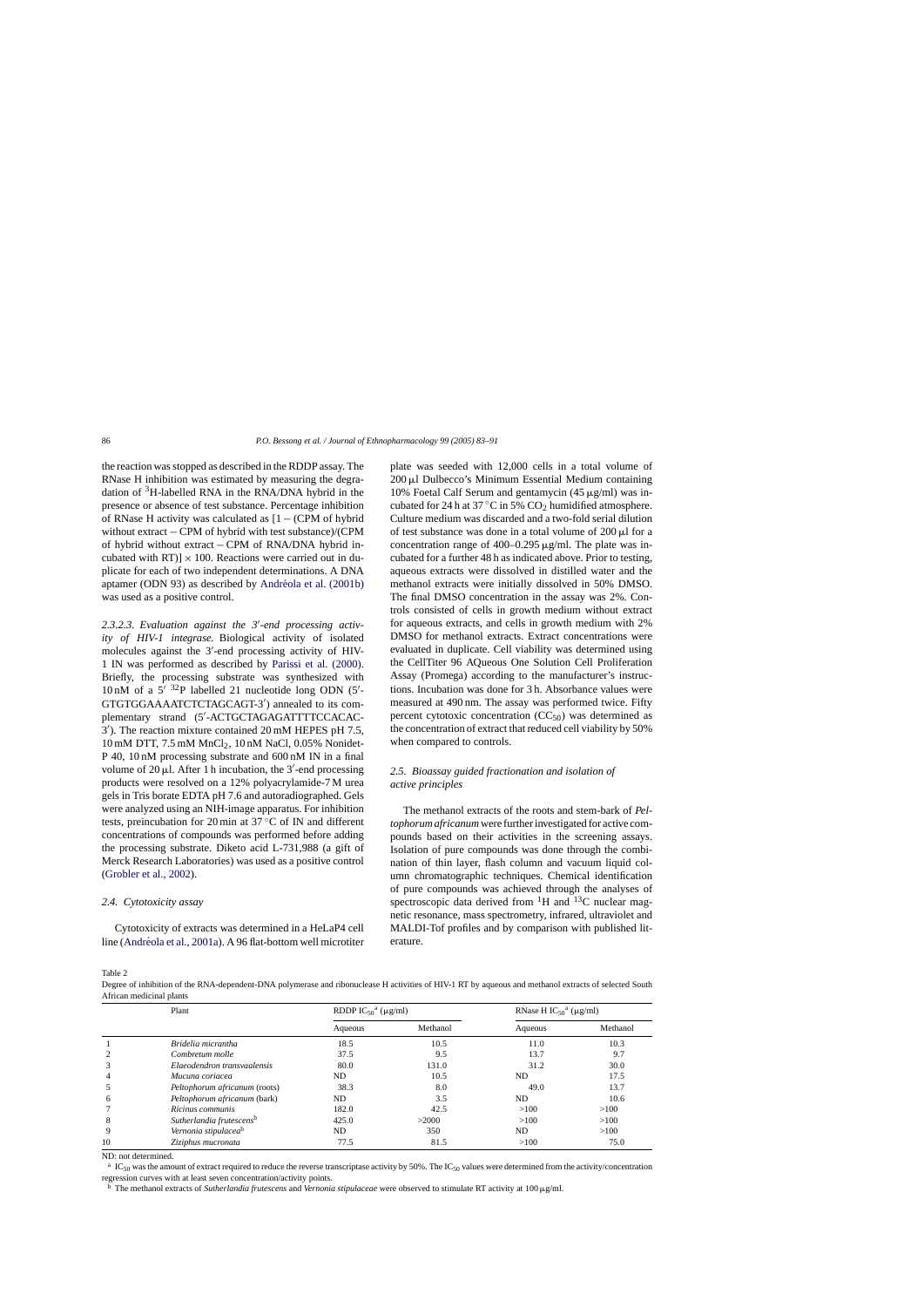the reaction was stopped as described in the RDDP assay. The RNase H inhibition was estimated by measuring the degradation of $^{3}$H-labelled RNA in the RNA/DNA hybrid in the presence or absence of test substance. Percentage inhibition of RNase H activity was calculated as [1 − (CPM of hybrid without extract − CPM of hybrid with test substance)/(CPM of hybrid without extract − CPM of RNA/DNA hybrid incubated with RT)] × 100. Reactions were carried out in duplicate for each of two independent determinations. A DNA aptamer (ODN 93) as described by Andréola et al. (2001b) was used as a positive control.

*2.3.2.3. Evaluation against the 3′-end processing activity of HIV-1 integrase.* Biological activity of isolated molecules against the 3′-end processing activity of HIV-1 IN was performed as described by Parissi et al. (2000). Briefly, the processing substrate was synthesized with 10 nM of a 5′ $^{32}$P labelled 21 nucleotide long ODN (5′-GTGTGGAAAATCTCTAGCAGT-3′) annealed to its complementary strand (5′-ACTGCTAGAGATTTTCCACAC-3′). The reaction mixture contained 20 mM HEPES pH 7.5, 10 mM DTT, 7.5 mM $MnCl_2$, 10 nM NaCl, 0.05% Nonidet-P 40, 10 nM processing substrate and 600 nM IN in a final volume of 20 μl. After 1 h incubation, the 3′-end processing products were resolved on a 12% polyacrylamide-7 M urea gels in Tris borate EDTA pH 7.6 and autoradiographed. Gels were analyzed using an NIH-image apparatus. For inhibition tests, preincubation for 20 min at 37 °C of IN and different concentrations of compounds was performed before adding the processing substrate. Diketo acid L-731,988 (a gift of Merck Research Laboratories) was used as a positive control (Grobler et al., 2002).

### 2.4. Cytotoxicity assay

Cytotoxicity of extracts was determined in a HeLaP4 cell line (Andréola et al., 2001a). A 96 flat-bottom well microtiter plate was seeded with 12,000 cells in a total volume of 200 μl Dulbecco's Minimum Essential Medium containing 10% Foetal Calf Serum and gentamycin (45 μg/ml) was incubated for 24 h at 37 °C in 5% $CO_2$ humidified atmosphere. Culture medium was discarded and a two-fold serial dilution of test substance was done in a total volume of 200 μl for a concentration range of 400–0.295 μg/ml. The plate was incubated for a further 48 h as indicated above. Prior to testing, aqueous extracts were dissolved in distilled water and the methanol extracts were initially dissolved in 50% DMSO. The final DMSO concentration in the assay was 2%. Controls consisted of cells in growth medium without extract for aqueous extracts, and cells in growth medium with 2% DMSO for methanol extracts. Extract concentrations were evaluated in duplicate. Cell viability was determined using the CellTiter 96 AQueous One Solution Cell Proliferation Assay (Promega) according to the manufacturer's instructions. Incubation was done for 3 h. Absorbance values were measured at 490 nm. The assay was performed twice. Fifty percent cytotoxic concentration ($CC_{50}$) was determined as the concentration of extract that reduced cell viability by 50% when compared to controls.

### 2.5. Bioassay guided fractionation and isolation of active principles

The methanol extracts of the roots and stem-bark of *Peltophorum africanum* were further investigated for active compounds based on their activities in the screening assays. Isolation of pure compounds was done through the combination of thin layer, flash column and vacuum liquid column chromatographic techniques. Chemical identification of pure compounds was achieved through the analyses of spectroscopic data derived from $^{1}$H and $^{13}$C nuclear magnetic resonance, mass spectrometry, infrared, ultraviolet and MALDI-Tof profiles and by comparison with published literature.

Table 2
Degree of inhibition of the RNA-dependent-DNA polymerase and ribonuclease H activities of HIV-1 RT by aqueous and methanol extracts of selected South African medicinal plants

| | Plant | RDDP $IC_{50}$[a] (μg/ml) | | RNase H $IC_{50}$[a] (μg/ml) | |
|---|---|---|---|---|---|
| | | Aqueous | Methanol | Aqueous | Methanol |
| 1 | *Bridelia micrantha* | 18.5 | 10.5 | 11.0 | 10.3 |
| 2 | *Combretum molle* | 37.5 | 9.5 | 13.7 | 9.7 |
| 3 | *Elaeodendron transvaalensis* | 80.0 | 131.0 | 31.2 | 30.0 |
| 4 | *Mucuna coriacea* | ND | 10.5 | ND | 17.5 |
| 5 | *Peltophorum africanum* (roots) | 38.3 | 8.0 | 49.0 | 13.7 |
| 6 | *Peltophorum africanum* (bark) | ND | 3.5 | ND | 10.6 |
| 7 | *Ricinus communis* | 182.0 | 42.5 | >100 | >100 |
| 8 | *Sutherlandia frutescens*[b] | 425.0 | >2000 | >100 | >100 |
| 9 | *Vernonia stipulacea*[b] | ND | 350 | ND | >100 |
| 10 | *Ziziphus mucronata* | 77.5 | 81.5 | >100 | 75.0 |

ND: not determined.

[a] $IC_{50}$ was the amount of extract required to reduce the reverse transcriptase activity by 50%. The $IC_{50}$ values were determined from the activity/concentration regression curves with at least seven concentration/activity points.

[b] The methanol extracts of *Sutherlandia frutescens* and *Vernonia stipulaceae* were observed to stimulate RT activity at 100 μg/ml.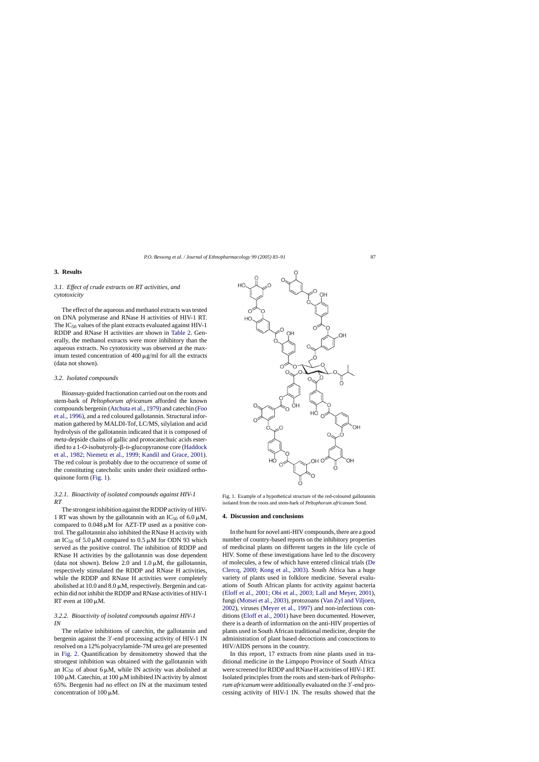## 3. Results

### 3.1. Effect of crude extracts on RT activities, and cytotoxicity

The effect of the aqueous and methanol extracts was tested on DNA polymerase and RNase H activities of HIV-1 RT. The $IC_{50}$ values of the plant extracts evaluated against HIV-1 RDDP and RNase H activities are shown in Table 2. Generally, the methanol extracts were more inhibitory than the aqueous extracts. No cytotoxicity was observed at the maximum tested concentration of 400 μg/ml for all the extracts (data not shown).

### 3.2. Isolated compounds

Bioassay-guided fractionation carried out on the roots and stem-bark of *Peltophorum africanum* afforded the known compounds bergenin (Atchuta et al., 1979) and catechin (Foo et al., 1996), and a red coloured gallotannin. Structural information gathered by MALDI-Tof, LC/MS, silylation and acid hydrolysis of the gallotannin indicated that it is composed of *meta*-depside chains of gallic and protocatechuic acids esterified to a 1-*O*-isobutyroly-β-D-glucopyranose core (Haddock et al., 1982; Niemetz et al., 1999; Kandil and Grace, 2001). The red colour is probably due to the occurrence of some of the constituting catecholic units under their oxidized orthoquinone form (Fig. 1).

#### 3.2.1. Bioactivity of isolated compounds against HIV-1 RT

The strongest inhibition against the RDDP activity of HIV-1 RT was shown by the gallotannin with an $IC_{50}$ of 6.0 μM, compared to 0.048 μM for AZT-TP used as a positive control. The gallotannin also inhibited the RNase H activity with an $IC_{50}$ of 5.0 μM compared to 0.5 μM for ODN 93 which served as the positive control. The inhibition of RDDP and RNase H activities by the gallotannin was dose dependent (data not shown). Below 2.0 and 1.0 μM, the gallotannin, respectively stimulated the RDDP and RNase H activities, while the RDDP and RNase H activities were completely abolished at 10.0 and 8.0 μM, respectively. Bergenin and catechin did not inhibit the RDDP and RNase activities of HIV-1 RT even at 100 μM.

#### 3.2.2. Bioactivity of isolated compounds against HIV-1 IN

The relative inhibitions of catechin, the gallotannin and bergenin against the 3′-end processing activity of HIV-1 IN resolved on a 12% polyacrylamide-7M urea gel are presented in Fig. 2. Quantification by densitometry showed that the strongest inhibition was obtained with the gallotannin with an $IC_{50}$ of about 6 μM, while IN activity was abolished at 100 μM. Catechin, at 100 μM inhibited IN activity by almost 65%. Bergenin had no effect on IN at the maximum tested concentration of 100 μM.

Fig. 1. Example of a hypothetical structure of the red-coloured gallotannin isolated from the roots and stem-bark of *Peltophorum africanum* Sond.

## 4. Discussion and conclusions

In the hunt for novel anti-HIV compounds, there are a good number of country-based reports on the inhibitory properties of medicinal plants on different targets in the life cycle of HIV. Some of these investigations have led to the discovery of molecules, a few of which have entered clinical trials (De Clercq, 2000; Kong et al., 2003). South Africa has a huge variety of plants used in folklore medicine. Several evaluations of South African plants for activity against bacteria (Eloff et al., 2001; Obi et al., 2003; Lall and Meyer, 2001), fungi (Motsei et al., 2003), protozoans (Van Zyl and Viljoen, 2002), viruses (Meyer et al., 1997) and non-infectious conditions (Eloff et al., 2001) have been documented. However, there is a dearth of information on the anti-HIV properties of plants used in South African traditional medicine, despite the administration of plant based decoctions and concoctions to HIV/AIDS persons in the country.

In this report, 17 extracts from nine plants used in traditional medicine in the Limpopo Province of South Africa were screened for RDDP and RNase H activities of HIV-1 RT. Isolated principles from the roots and stem-bark of *Peltophorum africanum* were additionally evaluated on the 3′-end processing activity of HIV-1 IN. The results showed that the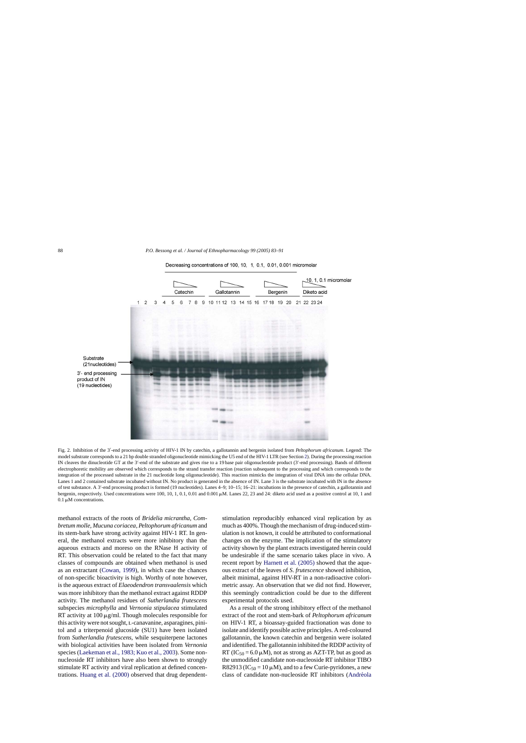Fig. 2. Inhibition of the 3′-end processing activity of HIV-1 IN by catechin, a gallotannin and bergenin isolated from *Peltophorum africanum*. Legend: The model substrate corresponds to a 21 bp double stranded oligonucleotide mimicking the U5 end of the HIV-1 LTR (see Section 2). During the processing reaction IN cleaves the dinucleotide GT at the 3′-end of the substrate and gives rise to a 19 base pair oligonucleotide product (3′-end processing). Bands of different electrophoretic mobility are observed which corresponds to the strand transfer reaction (reaction subsequent to the processing and which corresponds to the integration of the processed substrate in the 21 nucleotide long oligonucleotide). This reaction mimicks the integration of viral DNA into the cellular DNA. Lanes 1 and 2 contained substrate incubated without IN. No product is generated in the absence of IN. Lane 3 is the substrate incubated with IN in the absence of test substance. A 3′-end processing product is formed (19 nucleotides). Lanes 4–9; 10–15; 16–21: incubations in the presence of catechin, a gallotannin and bergenin, respectively. Used concentrations were 100, 10, 1, 0.1, 0.01 and 0.001 μM. Lanes 22, 23 and 24: diketo acid used as a positive control at 10, 1 and 0.1 μM concentrations.

methanol extracts of the roots of *Bridelia micrantha*, *Combretum molle*, *Mucuna coriacea*, *Peltophorum africanum* and its stem-bark have strong activity against HIV-1 RT. In general, the methanol extracts were more inhibitory than the aqueous extracts and moreso on the RNase H activity of RT. This observation could be related to the fact that many classes of compounds are obtained when methanol is used as an extractant (Cowan, 1999), in which case the chances of non-specific bioactivity is high. Worthy of note however, is the aqueous extract of *Elaeodendron transvaalensis* which was more inhibitory than the methanol extract against RDDP activity. The methanol residues of *Sutherlandia frutescens* subspecies *microphylla* and *Vernonia stipulacea* stimulated RT activity at 100 μg/ml. Though molecules responsible for this activity were not sought, L-canavanine, asparagines, pinitol and a triterpenoid glucoside (SU1) have been isolated from *Sutherlandia frutescens*, while sesquiterpene lactones with biological activities have been isolated from *Vernonia* species (Laekeman et al., 1983; Kuo et al., 2003). Some non-nucleoside RT inhibitors have also been shown to strongly stimulate RT activity and viral replication at defined concentrations. Huang et al. (2000) observed that drug dependent-stimulation reproducibly enhanced viral replication by as much as 400%. Though the mechanism of drug-induced stimulation is not known, it could be attributed to conformational changes on the enzyme. The implication of the stimulatory activity shown by the plant extracts investigated herein could be undesirable if the same scenario takes place in vivo. A recent report by Harnett et al. (2005) showed that the aqueous extract of the leaves of *S. frutescence* showed inhibition, albeit minimal, against HIV-RT in a non-radioactive colorimetric assay. An observation that we did not find. However, this seemingly contradiction could be due to the different experimental protocols used.

As a result of the strong inhibitory effect of the methanol extract of the root and stem-bark of *Peltophorum africanum* on HIV-1 RT, a bioassay-guided fractionation was done to isolate and identify possible active principles. A red-coloured gallotannin, the known catechin and bergenin were isolated and identified. The gallotannin inhibited the RDDP activity of RT ($IC_{50}$ = 6.0 μM), not as strong as AZT-TP, but as good as the unmodified candidate non-nucleoside RT inhibitor TIBO R82913 ($IC_{50}$ = 10 μM), and to a few Curie-pyridones, a new class of candidate non-nucleoside RT inhibitors (Andréola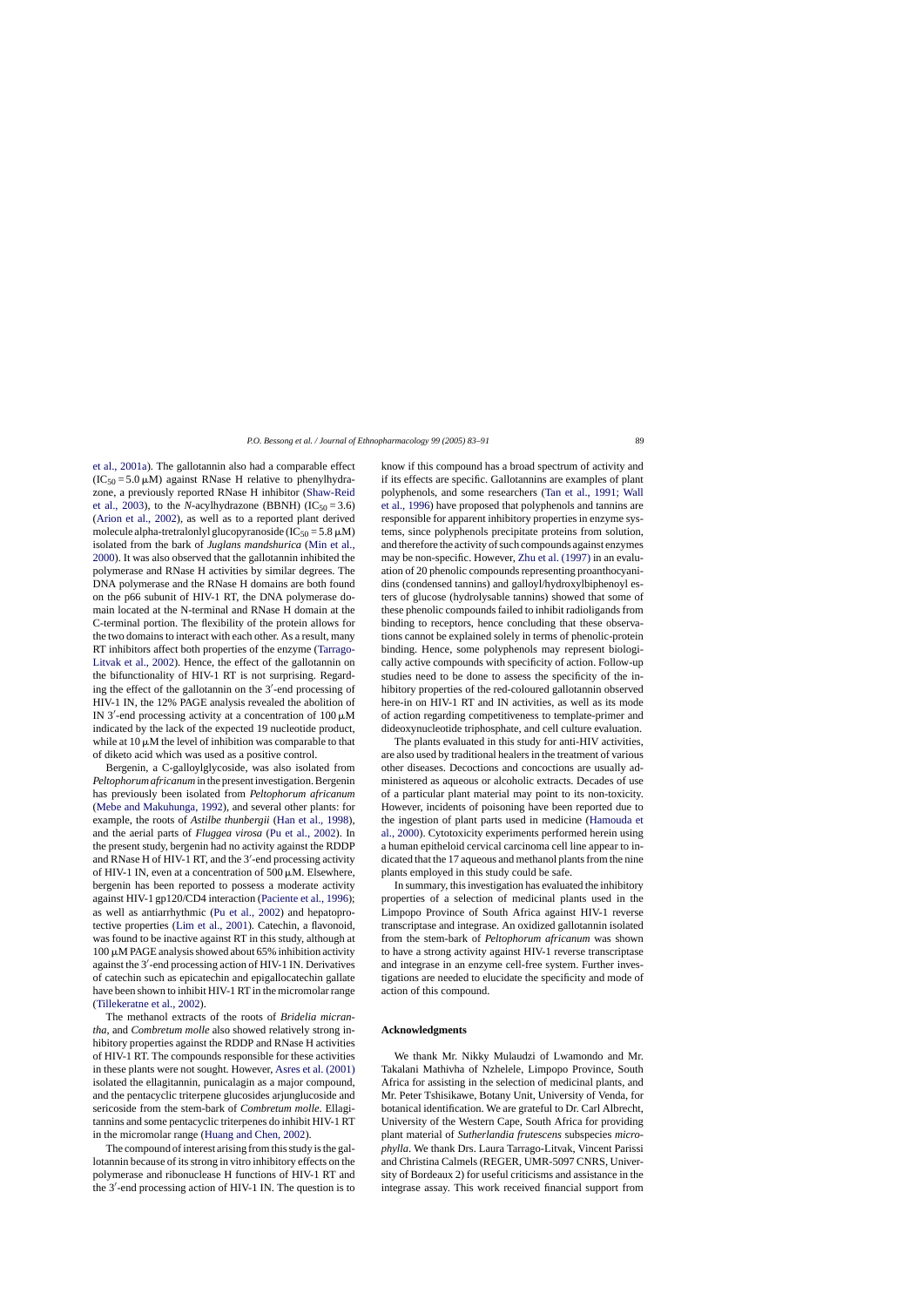et al., 2001a). The gallotannin also had a comparable effect ($IC_{50}$ = 5.0 μM) against RNase H relative to phenylhydrazone, a previously reported RNase H inhibitor (Shaw-Reid et al., 2003), to the *N*-acylhydrazone (BBNH) ($IC_{50}$ = 3.6) (Arion et al., 2002), as well as to a reported plant derived molecule alpha-tretralonlyl glucopyranoside ($IC_{50}$ = 5.8 μM) isolated from the bark of *Juglans mandshurica* (Min et al., 2000). It was also observed that the gallotannin inhibited the polymerase and RNase H activities by similar degrees. The DNA polymerase and the RNase H domains are both found on the p66 subunit of HIV-1 RT, the DNA polymerase domain located at the N-terminal and RNase H domain at the C-terminal portion. The flexibility of the protein allows for the two domains to interact with each other. As a result, many RT inhibitors affect both properties of the enzyme (Tarrago-Litvak et al., 2002). Hence, the effect of the gallotannin on the bifunctionality of HIV-1 RT is not surprising. Regarding the effect of the gallotannin on the 3′-end processing of HIV-1 IN, the 12% PAGE analysis revealed the abolition of IN 3′-end processing activity at a concentration of 100 μM indicated by the lack of the expected 19 nucleotide product, while at 10 μM the level of inhibition was comparable to that of diketo acid which was used as a positive control.

Bergenin, a C-galloylglycoside, was also isolated from *Peltophorum africanum* in the present investigation. Bergenin has previously been isolated from *Peltophorum africanum* (Mebe and Makuhunga, 1992), and several other plants: for example, the roots of *Astilbe thunbergii* (Han et al., 1998), and the aerial parts of *Fluggea virosa* (Pu et al., 2002). In the present study, bergenin had no activity against the RDDP and RNase H of HIV-1 RT, and the 3′-end processing activity of HIV-1 IN, even at a concentration of 500 μM. Elsewhere, bergenin has been reported to possess a moderate activity against HIV-1 gp120/CD4 interaction (Paciente et al., 1996); as well as antiarrhythmic (Pu et al., 2002) and hepatoprotective properties (Lim et al., 2001). Catechin, a flavonoid, was found to be inactive against RT in this study, although at 100 μM PAGE analysis showed about 65% inhibition activity against the 3′-end processing action of HIV-1 IN. Derivatives of catechin such as epicatechin and epigallocatechin gallate have been shown to inhibit HIV-1 RT in the micromolar range (Tillekeratne et al., 2002).

The methanol extracts of the roots of *Bridelia micrantha*, and *Combretum molle* also showed relatively strong inhibitory properties against the RDDP and RNase H activities of HIV-1 RT. The compounds responsible for these activities in these plants were not sought. However, Asres et al. (2001) isolated the ellagitannin, punicalagin as a major compound, and the pentacyclic triterpene glucosides arjunglucoside and sericoside from the stem-bark of *Combretum molle*. Ellagitannins and some pentacyclic triterpenes do inhibit HIV-1 RT in the micromolar range (Huang and Chen, 2002).

The compound of interest arising from this study is the gallotannin because of its strong in vitro inhibitory effects on the polymerase and ribonuclease H functions of HIV-1 RT and the 3′-end processing action of HIV-1 IN. The question is to know if this compound has a broad spectrum of activity and if its effects are specific. Gallotannins are examples of plant polyphenols, and some researchers (Tan et al., 1991; Wall et al., 1996) have proposed that polyphenols and tannins are responsible for apparent inhibitory properties in enzyme systems, since polyphenols precipitate proteins from solution, and therefore the activity of such compounds against enzymes may be non-specific. However, Zhu et al. (1997) in an evaluation of 20 phenolic compounds representing proanthocyanidins (condensed tannins) and galloyl/hydroxylbiphenoyl esters of glucose (hydrolysable tannins) showed that some of these phenolic compounds failed to inhibit radioligands from binding to receptors, hence concluding that these observations cannot be explained solely in terms of phenolic-protein binding. Hence, some polyphenols may represent biologically active compounds with specificity of action. Follow-up studies need to be done to assess the specificity of the inhibitory properties of the red-coloured gallotannin observed here-in on HIV-1 RT and IN activities, as well as its mode of action regarding competitiveness to template-primer and dideoxynucleotide triphosphate, and cell culture evaluation.

The plants evaluated in this study for anti-HIV activities, are also used by traditional healers in the treatment of various other diseases. Decoctions and concoctions are usually administered as aqueous or alcoholic extracts. Decades of use of a particular plant material may point to its non-toxicity. However, incidents of poisoning have been reported due to the ingestion of plant parts used in medicine (Hamouda et al., 2000). Cytotoxicity experiments performed herein using a human epitheloid cervical carcinoma cell line appear to indicated that the 17 aqueous and methanol plants from the nine plants employed in this study could be safe.

In summary, this investigation has evaluated the inhibitory properties of a selection of medicinal plants used in the Limpopo Province of South Africa against HIV-1 reverse transcriptase and integrase. An oxidized gallotannin isolated from the stem-bark of *Peltophorum africanum* was shown to have a strong activity against HIV-1 reverse transcriptase and integrase in an enzyme cell-free system. Further investigations are needed to elucidate the specificity and mode of action of this compound.

## Acknowledgments

We thank Mr. Nikky Mulaudzi of Lwamondo and Mr. Takalani Mathivha of Nzhelele, Limpopo Province, South Africa for assisting in the selection of medicinal plants, and Mr. Peter Tshisikawe, Botany Unit, University of Venda, for botanical identification. We are grateful to Dr. Carl Albrecht, University of the Western Cape, South Africa for providing plant material of *Sutherlandia frutescens* subspecies *microphylla*. We thank Drs. Laura Tarrago-Litvak, Vincent Parissi and Christina Calmels (REGER, UMR-5097 CNRS, University of Bordeaux 2) for useful criticisms and assistance in the integrase assay. This work received financial support from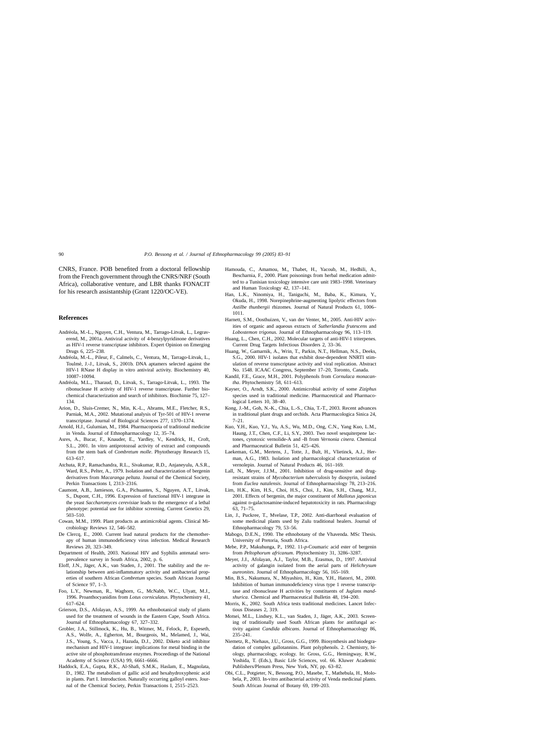CNRS, France. POB benefited from a doctoral fellowship from the French government through the CNRS/NRF (South Africa), collaborative venture, and LBR thanks FONACIT for his research assistantship (Grant 1220/OC-VE).

## References

Andréola, M.-L., Nguyen, C.H., Ventura, M., Tarrago-Litvak, L., Legraverend, M., 2001a. Antiviral activity of 4-benzylpyridinone derivatives as HIV-1 reverse transcriptase inhibitors. Expert Opinion on Emerging Drugs 6, 225–238.

Andréola, M.-L., Pileur, F., Calmels, C., Ventura, M., Tarrago-Litvak, L., Toulmé, J.-J., Litvak, S., 2001b. DNA aptamers selected against the HIV-1 RNase H display in vitro antiviral activity. Biochemistry 40, 10087–10094.

Andréola, M.L., Tharaud, D., Litvak, S., Tarrago-Litvak, L., 1993. The ribonuclease H activity of HIV-1 reverse transcriptase. Further biochemical characterization and search of inhibitors. Biochimie 75, 127–134.

Arion, D., Sluis-Cremer, N., Min, K.-L., Abrams, M.E., Fletcher, R.S., Parniak, M.A., 2002. Mutational analysis of Tyr-501 of HIV-1 reverse transcriptase. Journal of Biological Sciences 277, 1370–1374.

Arnold, H.J., Gulumian, M., 1984. Pharmacopoeia of traditional medicine in Venda. Journal of Ethnopharmacology 12, 35–74.

Asres, A., Bucar, F., Knauder, E., Yardley, V., Kendrick, H., Croft, S.L., 2001. In vitro antiprotozoal activity of extract and compounds from the stem bark of *Combretum molle*. Phytotherapy Research 15, 613–617.

Atchuta, R.P., Ramachandra, R.L., Sivakumar, R.D., Anjaneyulu, A.S.R., Ward, R.S., Pelter, A., 1979. Isolation and characterization of bergenin derivatives from *Macaranga peltata*. Journal of the Chemical Society, Perkin Transactions I, 2313–2316.

Caumont, A.B., Jamieson, G.A., Pichuantes, S., Nguyen, A.T., Litvak, S., Dupont, C.H., 1996. Expression of functional HIV-1 integrase in the yeast *Saccharomyces cerevisiae* leads to the emergence of a lethal phenotype: potential use for inhibitor screening. Current Genetics 29, 503–510.

Cowan, M.M., 1999. Plant products as antimicrobial agents. Clinical Microbiology Reviews 12, 546–582.

De Clercq, E., 2000. Current lead natural products for the chemotherapy of human immunodeficiency virus infection. Medical Research Reviews 20, 323–349.

Department of Health, 2003. National HIV and Syphilis antenatal seroprevalence survey in South Africa, 2002, p. 6.

Eloff, J.N., Jäger, A.K., van Staden, J., 2001. The stability and the relationship between anti-inflammatory activity and antibacterial properties of southern African *Combretum* species. South African Journal of Science 97, 1–3.

Foo, L.Y., Newman, R., Waghorn, G., McNabb, W.C., Ulyatt, M.J., 1996. Proanthocyanidins from *Lotus corniculatus*. Phytochemistry 41, 617–624.

Grierson, D.S., Afolayan, A.S., 1999. An ethnobotanical study of plants used for the treatment of wounds in the Eastern Cape, South Africa. Journal of Ethnopharmacology 67, 327–332.

Grobler, J.A., Stillmock, K., Hu, B., Witmer, M., Felock, P., Espeseth, A.S., Wolfe, A., Egberton, M., Bourgeois, M., Melamed, J., Wai, J.S., Young, S., Vacca, J., Hazuda, D.J., 2002. Diketo acid inhibitor mechanism and HIV-1 integrase: implications for metal binding in the active site of phosphotransferase enzymes. Proceedings of the National Academy of Science (USA) 99, 6661–6666.

Haddock, E.A., Gupta, R.K., Al-Shafi, S.M.K., Haslam, E., Magnolata, D., 1982. The metabolism of gallic acid and hexahydroxyphenic acid in plants. Part I. Introduction. Naturally occurring galloyl esters. Journal of the Chemical Society, Perkin Transactions I, 2515–2523.

Hamouda, C., Amamou, M., Thabet, H., Yacoub, M., Hedhili, A., Bescharnia, F., 2000. Plant poisonings from herbal medication admitted to a Tunisian toxicology intensive care unit 1983–1998. Veterinary and Human Toxicology 42, 137–141.

Han, L.K., Ninomiya, H., Taniguchi, M., Baba, K., Kimura, Y., Okuda, H., 1998. Norepinephrine-augmenting lipolytic effectors from *Astilbe thunbergii* rhizomes. Journal of Natural Products 61, 1006–1011.

Harnett, S.M., Oosthuizen, V., van der Venter, M., 2005. Anti-HIV activities of organic and aqueous extracts of *Sutherlandia frutescens* and *Lobostemon trigonus*. Journal of Ethnopharmacology 96, 113–119.

Huang, L., Chen, C.H., 2002. Molecular targets of anti-HIV-1 triterpenes. Current Drug Targets Infectious Disorders 2, 33–36.

Huang, W., Gamarnik, A., Wrin, T., Parkin, N.T., Hellman, N.S., Deeks, S.G., 2000. HIV-1 isolates that exhibit dose-dependent NNRTI stimulation of reverse transcriptase activity and viral replication. Abstract No. 1548. ICAAC Congress, September 17–20, Toronto, Canada.

Kandil, F.E., Grace, M.H., 2001. Polyphenols from *Cornulaca monacantha*. Phytochemistry 58, 611–613.

Kayser, O., Arndt, S.K., 2000. Antimicrobial activity of some *Ziziphus* species used in traditional medicine. Pharmaceutical and Pharmacological Letters 10, 38–40.

Kong, J.-M., Goh, N.-K., Chia, L.-S., Chia, T.-T., 2003. Recent advances in traditional plant drugs and orchids. Acta Pharmacologica Sinica 24, 7–21.

Kuo, Y.H., Kuo, Y.J., Yu, A.S., Wu, M.D., Ong, C.N., Yang Kuo, L.M., Haung, J.T., Chen, C.F., Li, S.Y., 2003. Two novel sesquiterpene lactones, cytotoxic vernolide-A and -B from *Vernonia cinera*. Chemical and Pharmaceutical Bulletin 51, 425–426.

Laekeman, G.M., Mertens, J., Totte, J., Bult, H., Vlietinck, A.J., Herman, A.G., 1983. Isolation and pharmacological characterization of vernolepin. Journal of Natural Products 46, 161–169.

Lall, N., Meyer, J.J.M., 2001. Inhibition of drug-sensitive and drug-resistant strains of *Mycobacterium tuberculosis* by diospyrin, isolated from *Euclea natalensis*. Journal of Ethnopharmacology 78, 213–216.

Lim, H.K., Kim, H.S., Choi, H.S., Choi, J., Kim, S.H., Chang, M.J., 2001. Effects of bergenin, the major constituent of *Mallotus japonicus* against D-galactosamine-induced hepatotoxicity in rats. Pharmacology 63, 71–75.

Lin, J., Puckree, T., Mvelase, T.P., 2002. Anti-diarrhoeal evaluation of some medicinal plants used by Zulu traditional healers. Journal of Ethnopharmacology 79, 53–56.

Mabogo, D.E.N., 1990. The ethnobotany of the Vhavenda. MSc Thesis. University of Pretoria, South Africa.

Mebe, P.P., Makuhunga, P., 1992. 11-*p*-Coumaric acid ester of bergenin from *Peltophorum africanum*. Phytochemistry 31, 3286–3287.

Meyer, J.J., Afolayan, A.J., Taylor, M.B., Erasmus, D., 1997. Antiviral activity of galangin isolated from the aerial parts of *Helichrysum aureonites*. Journal of Ethnopharmacology 56, 165–169.

Min, B.S., Nakamura, N., Miyashiro, H., Kim, Y.H., Hatorri, M., 2000. Inhibition of human immunodeficiency virus type 1 reverse transcriptase and ribonuclease H activities by constituents of *Juglans mandshurica*. Chemical and Pharmaceutical Bulletin 48, 194–200.

Morris, K., 2002. South Africa tests traditional medicines. Lancet Infectious Diseases 2, 319.

Motsei, M.L., Lindsey, K.L., van Staden, J., Jäger, A.K., 2003. Screening of traditionally used South African plants for antifungal activity against *Candida albicans*. Journal of Ethnopharmacology 86, 235–241.

Niemetz, R., Niehaus, J.U., Gross, G.G., 1999. Biosynthesis and biodegradation of complex gallotannins. Plant polyphenols. 2. Chemistry, biology, pharmacology, ecology. In: Gross, G.G., Hemingway, R.W., Yoshida, T. (Eds.), Basic Life Sciences, vol. 66. Kluwer Academic Publishers/Plenum Press, New York, NY, pp. 63–82.

Obi, C.L., Potgieter, N., Bessong, P.O., Masebe, T., Mathebula, H., Molobela, P., 2003. In-vitro antibacterial activity of Venda medicinal plants. South African Journal of Botany 69, 199–203.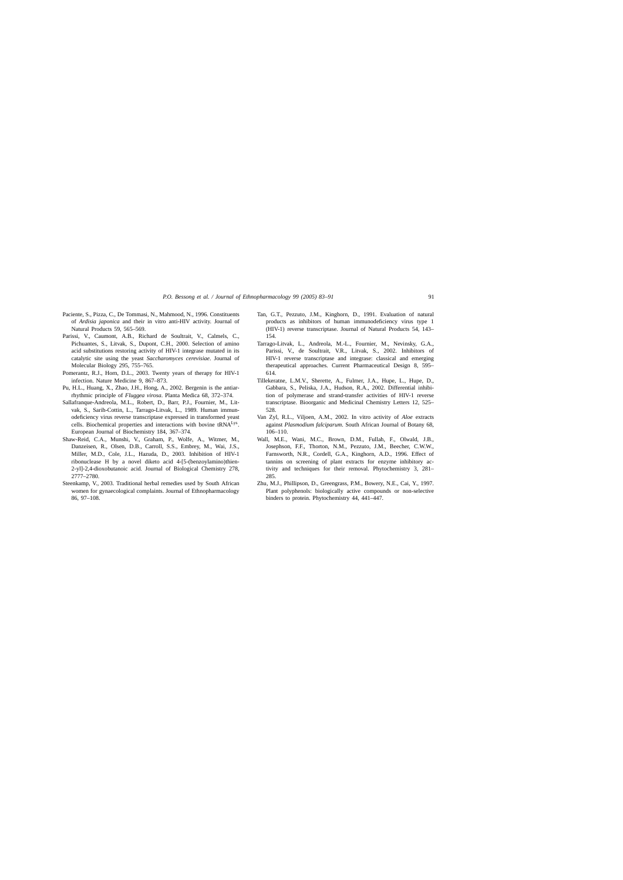Paciente, S., Pizza, C., De Tommasi, N., Mahmood, N., 1996. Constituents of *Ardisia japonica* and their in vitro anti-HIV activity. Journal of Natural Products 59, 565–569.

Parissi, V., Caumont, A.B., Richard de Soultrait, V., Calmels, C., Pichuantes, S., Litvak, S., Dupont, C.H., 2000. Selection of amino acid substitutions restoring activity of HIV-1 integrase mutated in its catalytic site using the yeast *Saccharomyces cerevisiae*. Journal of Molecular Biology 295, 755–765.

Pomerantz, R.J., Horn, D.L., 2003. Twenty years of therapy for HIV-1 infection. Nature Medicine 9, 867–873.

Pu, H.L., Huang, X., Zhao, J.H., Hong, A., 2002. Bergenin is the antiarrhythmic principle of *Fluggea virosa*. Planta Medica 68, 372–374.

Sallafranque-Andreola, M.L., Robert, D., Barr, P.J., Fournier, M., Litvak, S., Sarih-Cottin, L., Tarrago-Litvak, L., 1989. Human immunodeficiency virus reverse transcriptase expressed in transformed yeast cells. Biochemical properties and interactions with bovine $tRNA^{Lys}$. European Journal of Biochemistry 184, 367–374.

Shaw-Reid, C.A., Munshi, V., Graham, P., Wolfe, A., Witmer, M., Danzeisen, R., Olsen, D.B., Carroll, S.S., Embrey, M., Wai, J.S., Miller, M.D., Cole, J.L., Hazuda, D., 2003. Inhibition of HIV-1 ribonuclease H by a novel diketo acid 4-[5-(benzoylamino)thien-2-yl]-2,4-dioxobutanoic acid. Journal of Biological Chemistry 278, 2777–2780.

Steenkamp, V., 2003. Traditional herbal remedies used by South African women for gynaecological complaints. Journal of Ethnopharmacology 86, 97–108.

Tan, G.T., Pezzuto, J.M., Kinghorn, D., 1991. Evaluation of natural products as inhibitors of human immunodeficiency virus type 1 (HIV-1) reverse transcriptase. Journal of Natural Products 54, 143–154.

Tarrago-Litvak, L., Andreola, M.-L., Fournier, M., Nevinsky, G.A., Parissi, V., de Soultrait, V.R., Litvak, S., 2002. Inhibitors of HIV-1 reverse transcriptase and integrase: classical and emerging therapeutical approaches. Current Pharmaceutical Design 8, 595–614.

Tillekeratne, L.M.V., Sherette, A., Fulmer, J.A., Hupe, L., Hupe, D., Gabbara, S., Peliska, J.A., Hudson, R.A., 2002. Differential inhibition of polymerase and strand-transfer activities of HIV-1 reverse transcriptase. Bioorganic and Medicinal Chemistry Letters 12, 525–528.

Van Zyl, R.L., Viljoen, A.M., 2002. In vitro activity of *Aloe* extracts against *Plasmodium falciparum*. South African Journal of Botany 68, 106–110.

Wall, M.E., Wani, M.C., Brown, D.M., Fullah, F., Olwald, J.B., Josephson, F.F., Thorton, N.M., Pezzuto, J.M., Beecher, C.W.W., Farnsworth, N.R., Cordell, G.A., Kinghorn, A.D., 1996. Effect of tannins on screening of plant extracts for enzyme inhibitory activity and techniques for their removal. Phytochemistry 3, 281–285.

Zhu, M.J., Phillipson, D., Greengrass, P.M., Bowery, N.E., Cai, Y., 1997. Plant polyphenols: biologically active compounds or non-selective binders to protein. Phytochemistry 44, 441–447.